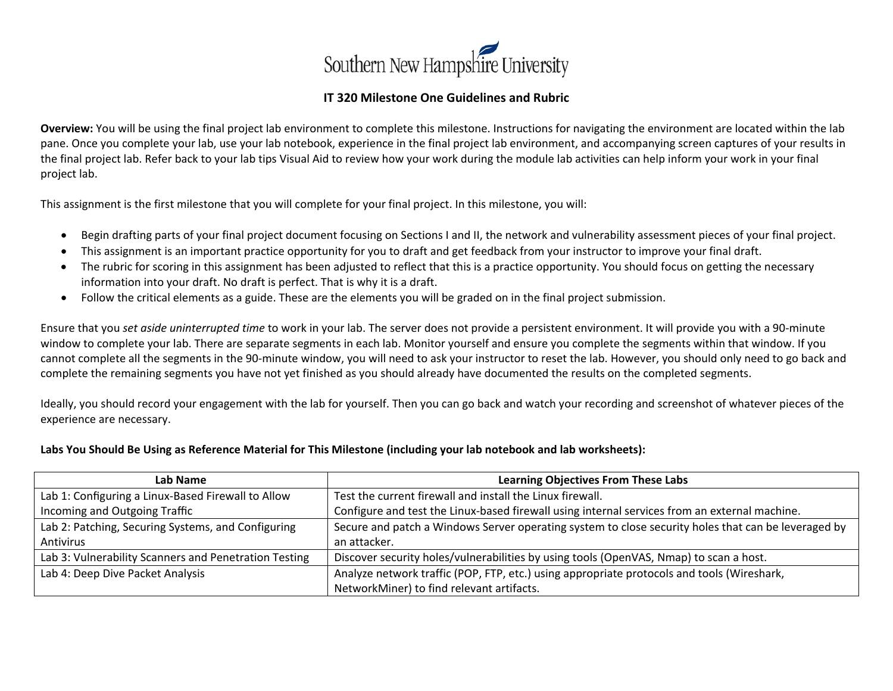Southern New Hampshire University

# IT 320 Milestone One Guidelines and Rubric

**Overview:** You will be using the final project lab environment to complete this milestone. Instructions for navigating the environment are located within the lab pane. Once you complete your lab, use your lab notebook, experience in the final project lab environment, and accompanying screen captures of your results in the final project lab. Refer back to your lab tips Visual Aid to review how your work during the module lab activities can help inform your work in your final project lab.

This assignment is the first milestone that you will complete for your final project. In this milestone, you will:

- Begin drafting parts of your final project document focusing on Sections I and II, the network and vulnerability assessment pieces of your final project.
- This assignment is an important practice opportunity for you to draft and get feedback from your instructor to improve your final draft.
- The rubric for scoring in this assignment has been adjusted to reflect that this is a practice opportunity. You should focus on getting the necessary information into your draft. No draft is perfect. That is why it is a draft.
- Follow the critical elements as a guide. These are the elements you will be graded on in the final project submission.

Ensure that you *set aside uninterrupted time* to work in your lab. The server does not provide a persistent environment. It will provide you with a 90-minute window to complete your lab. There are separate segments in each lab. Monitor yourself and ensure you complete the segments within that window. If you cannot complete all the segments in the 90-minute window, you will need to ask your instructor to reset the lab. However, you should only need to go back and complete the remaining segments you have not yet finished as you should already have documented the results on the completed segments.

Ideally, you should record your engagement with the lab for yourself. Then you can go back and watch your recording and screenshot of whatever pieces of the experience are necessary.

**Labs You Should Be Using as Reference Material for This Milestone (including your lab notebook and lab worksheets):**

| Lab Name | Learning Objectives From These Labs |
| --- | --- |
| Lab 1: Configuring a Linux-Based Firewall to Allow Incoming and Outgoing Traffic | Test the current firewall and install the Linux firewall. Configure and test the Linux-based firewall using internal services from an external machine. |
| Lab 2: Patching, Securing Systems, and Configuring Antivirus | Secure and patch a Windows Server operating system to close security holes that can be leveraged by an attacker. |
| Lab 3: Vulnerability Scanners and Penetration Testing | Discover security holes/vulnerabilities by using tools (OpenVAS, Nmap) to scan a host. |
| Lab 4: Deep Dive Packet Analysis | Analyze network traffic (POP, FTP, etc.) using appropriate protocols and tools (Wireshark, NetworkMiner) to find relevant artifacts. |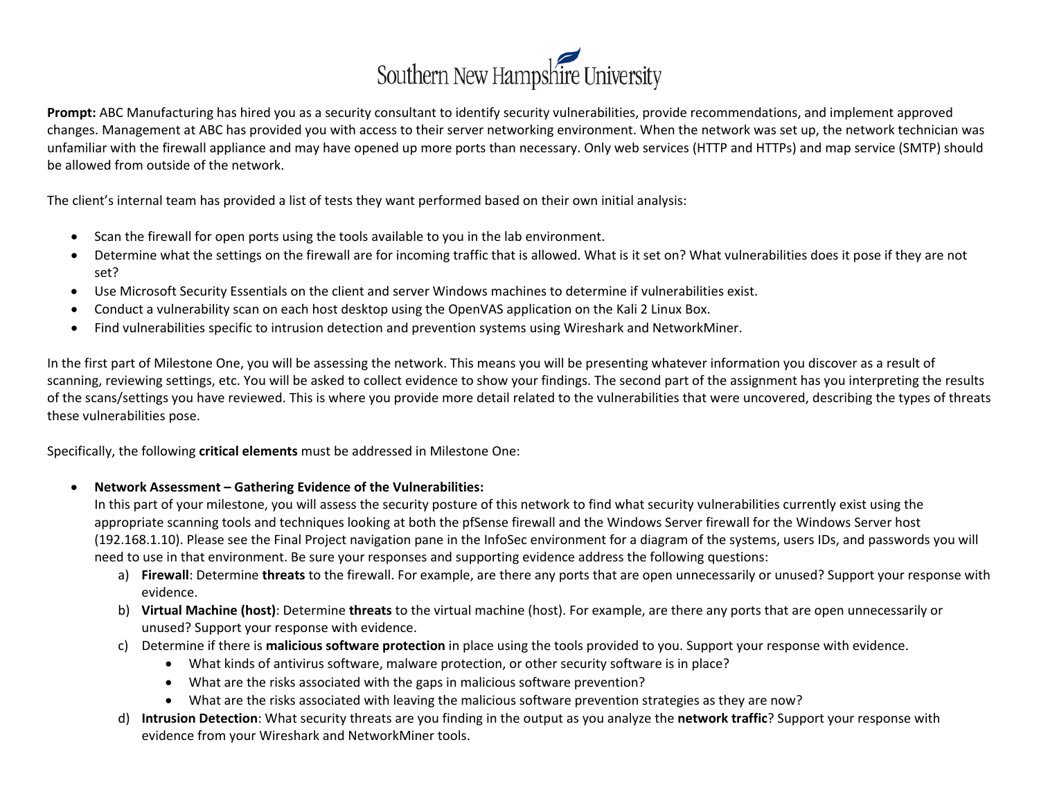**Prompt:** ABC Manufacturing has hired you as a security consultant to identify security vulnerabilities, provide recommendations, and implement approved changes. Management at ABC has provided you with access to their server networking environment. When the network was set up, the network technician was unfamiliar with the firewall appliance and may have opened up more ports than necessary. Only web services (HTTP and HTTPs) and map service (SMTP) should be allowed from outside of the network.

The client's internal team has provided a list of tests they want performed based on their own initial analysis:

- Scan the firewall for open ports using the tools available to you in the lab environment.
- Determine what the settings on the firewall are for incoming traffic that is allowed. What is it set on? What vulnerabilities does it pose if they are not set?
- Use Microsoft Security Essentials on the client and server Windows machines to determine if vulnerabilities exist.
- Conduct a vulnerability scan on each host desktop using the OpenVAS application on the Kali 2 Linux Box.
- Find vulnerabilities specific to intrusion detection and prevention systems using Wireshark and NetworkMiner.

In the first part of Milestone One, you will be assessing the network. This means you will be presenting whatever information you discover as a result of scanning, reviewing settings, etc. You will be asked to collect evidence to show your findings. The second part of the assignment has you interpreting the results of the scans/settings you have reviewed. This is where you provide more detail related to the vulnerabilities that were uncovered, describing the types of threats these vulnerabilities pose.

Specifically, the following **critical elements** must be addressed in Milestone One:

- **Network Assessment – Gathering Evidence of the Vulnerabilities:**
  In this part of your milestone, you will assess the security posture of this network to find what security vulnerabilities currently exist using the appropriate scanning tools and techniques looking at both the pfSense firewall and the Windows Server firewall for the Windows Server host (192.168.1.10). Please see the Final Project navigation pane in the InfoSec environment for a diagram of the systems, users IDs, and passwords you will need to use in that environment. Be sure your responses and supporting evidence address the following questions:
  a) **Firewall**: Determine **threats** to the firewall. For example, are there any ports that are open unnecessarily or unused? Support your response with evidence.
  b) **Virtual Machine (host)**: Determine **threats** to the virtual machine (host). For example, are there any ports that are open unnecessarily or unused? Support your response with evidence.
  c) Determine if there is **malicious software protection** in place using the tools provided to you. Support your response with evidence.
     - What kinds of antivirus software, malware protection, or other security software is in place?
     - What are the risks associated with the gaps in malicious software prevention?
     - What are the risks associated with leaving the malicious software prevention strategies as they are now?
  d) **Intrusion Detection**: What security threats are you finding in the output as you analyze the **network traffic**? Support your response with evidence from your Wireshark and NetworkMiner tools.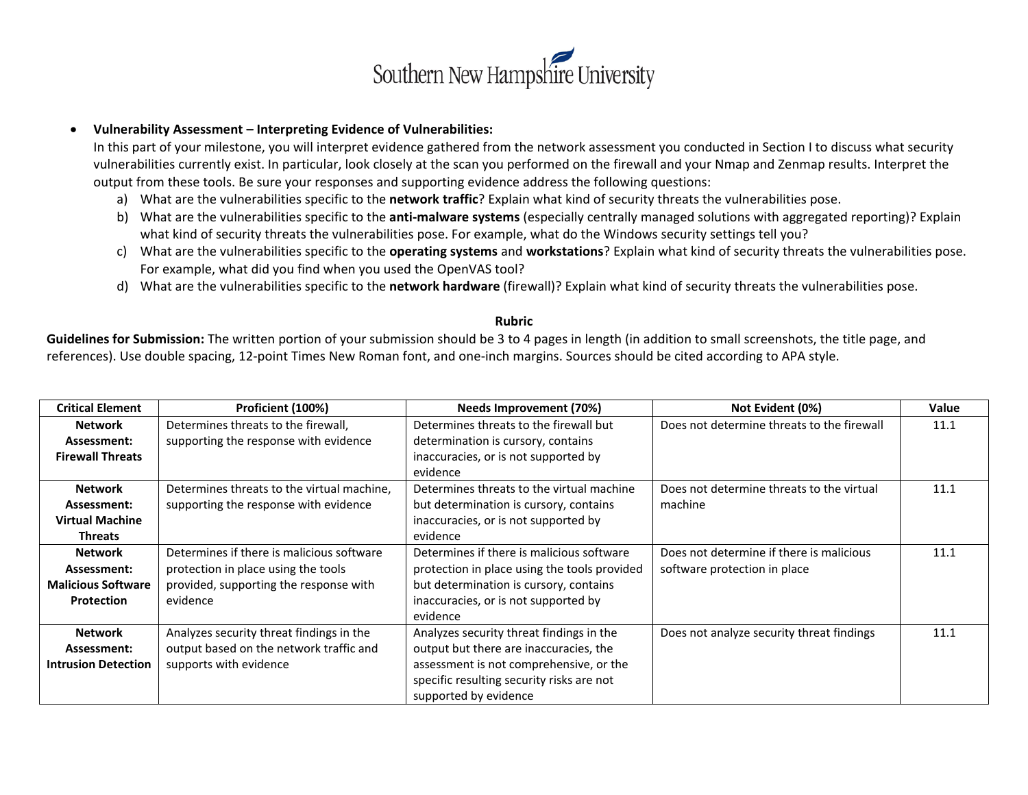- **Vulnerability Assessment – Interpreting Evidence of Vulnerabilities:**
  In this part of your milestone, you will interpret evidence gathered from the network assessment you conducted in Section I to discuss what security vulnerabilities currently exist. In particular, look closely at the scan you performed on the firewall and your Nmap and Zenmap results. Interpret the output from these tools. Be sure your responses and supporting evidence address the following questions:
  a) What are the vulnerabilities specific to the **network traffic**? Explain what kind of security threats the vulnerabilities pose.
  b) What are the vulnerabilities specific to the **anti-malware systems** (especially centrally managed solutions with aggregated reporting)? Explain what kind of security threats the vulnerabilities pose. For example, what do the Windows security settings tell you?
  c) What are the vulnerabilities specific to the **operating systems** and **workstations**? Explain what kind of security threats the vulnerabilities pose. For example, what did you find when you used the OpenVAS tool?
  d) What are the vulnerabilities specific to the **network hardware** (firewall)? Explain what kind of security threats the vulnerabilities pose.

**Rubric**

**Guidelines for Submission:** The written portion of your submission should be 3 to 4 pages in length (in addition to small screenshots, the title page, and references). Use double spacing, 12-point Times New Roman font, and one-inch margins. Sources should be cited according to APA style.

| Critical Element | Proficient (100%) | Needs Improvement (70%) | Not Evident (0%) | Value |
|---|---|---|---|---|
| **Network Assessment: Firewall Threats** | Determines threats to the firewall, supporting the response with evidence | Determines threats to the firewall but determination is cursory, contains inaccuracies, or is not supported by evidence | Does not determine threats to the firewall | 11.1 |
| **Network Assessment: Virtual Machine Threats** | Determines threats to the virtual machine, supporting the response with evidence | Determines threats to the virtual machine but determination is cursory, contains inaccuracies, or is not supported by evidence | Does not determine threats to the virtual machine | 11.1 |
| **Network Assessment: Malicious Software Protection** | Determines if there is malicious software protection in place using the tools provided, supporting the response with evidence | Determines if there is malicious software protection in place using the tools provided but determination is cursory, contains inaccuracies, or is not supported by evidence | Does not determine if there is malicious software protection in place | 11.1 |
| **Network Assessment: Intrusion Detection** | Analyzes security threat findings in the output based on the network traffic and supports with evidence | Analyzes security threat findings in the output but there are inaccuracies, the assessment is not comprehensive, or the specific resulting security risks are not supported by evidence | Does not analyze security threat findings | 11.1 |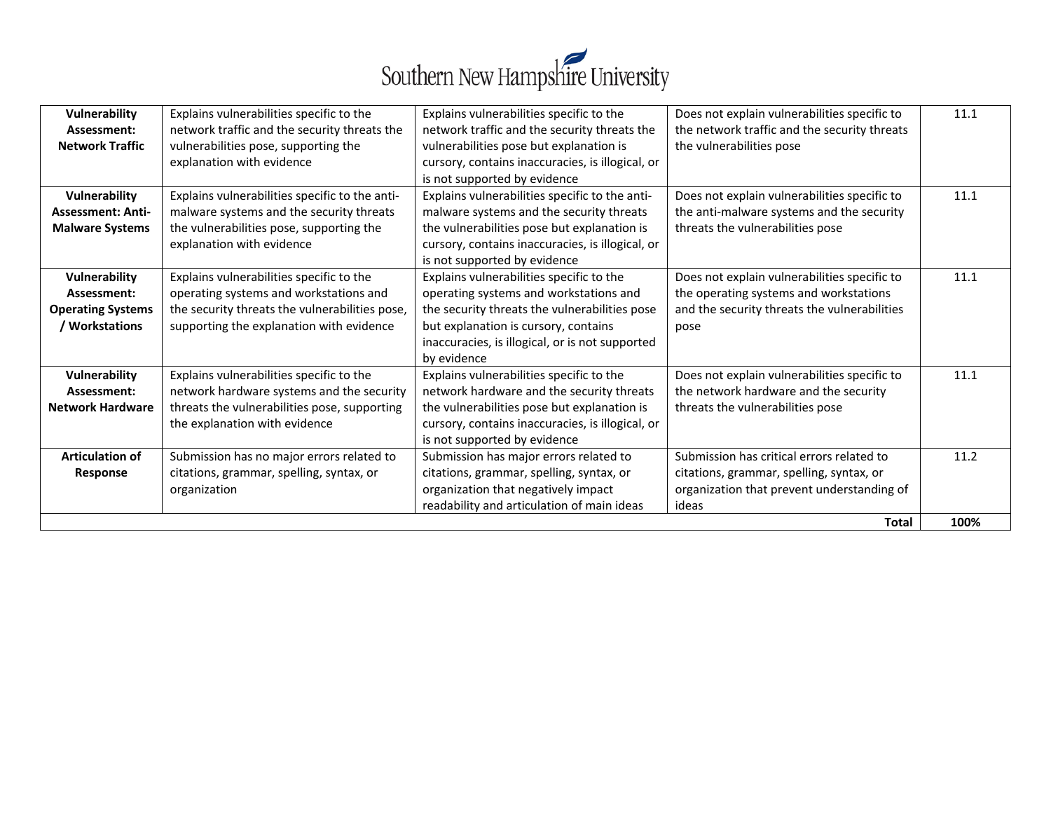| | | | | |
|---|---|---|---|---|
| **Vulnerability Assessment: Network Traffic** | Explains vulnerabilities specific to the network traffic and the security threats the vulnerabilities pose, supporting the explanation with evidence | Explains vulnerabilities specific to the network traffic and the security threats the vulnerabilities pose but explanation is cursory, contains inaccuracies, is illogical, or is not supported by evidence | Does not explain vulnerabilities specific to the network traffic and the security threats the vulnerabilities pose | 11.1 |
| **Vulnerability Assessment: Anti-Malware Systems** | Explains vulnerabilities specific to the anti-malware systems and the security threats the vulnerabilities pose, supporting the explanation with evidence | Explains vulnerabilities specific to the anti-malware systems and the security threats the vulnerabilities pose but explanation is cursory, contains inaccuracies, is illogical, or is not supported by evidence | Does not explain vulnerabilities specific to the anti-malware systems and the security threats the vulnerabilities pose | 11.1 |
| **Vulnerability Assessment: Operating Systems / Workstations** | Explains vulnerabilities specific to the operating systems and workstations and the security threats the vulnerabilities pose, supporting the explanation with evidence | Explains vulnerabilities specific to the operating systems and workstations and the security threats the vulnerabilities pose but explanation is cursory, contains inaccuracies, is illogical, or is not supported by evidence | Does not explain vulnerabilities specific to the operating systems and workstations and the security threats the vulnerabilities pose | 11.1 |
| **Vulnerability Assessment: Network Hardware** | Explains vulnerabilities specific to the network hardware systems and the security threats the vulnerabilities pose, supporting the explanation with evidence | Explains vulnerabilities specific to the network hardware and the security threats the vulnerabilities pose but explanation is cursory, contains inaccuracies, is illogical, or is not supported by evidence | Does not explain vulnerabilities specific to the network hardware and the security threats the vulnerabilities pose | 11.1 |
| **Articulation of Response** | Submission has no major errors related to citations, grammar, spelling, syntax, or organization | Submission has major errors related to citations, grammar, spelling, syntax, or organization that negatively impact readability and articulation of main ideas | Submission has critical errors related to citations, grammar, spelling, syntax, or organization that prevent understanding of ideas | 11.2 |
| | | | **Total** | **100%** |